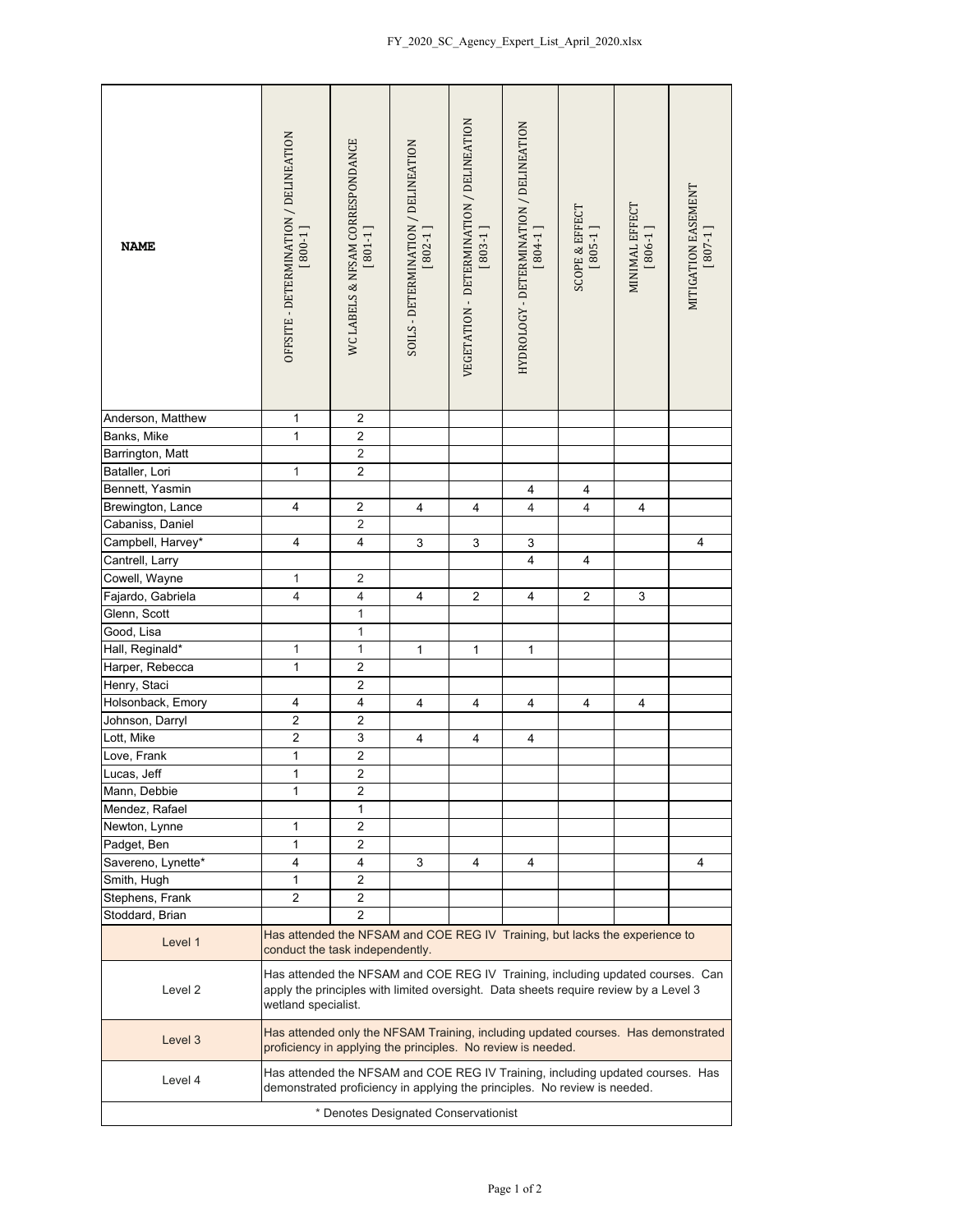| NAME | OFFSITE - DETERMINATION / DELINEATION [ 800-1 ] | WC LABELS & NFSAM CORRESPONDANCE [ 801-1 ] | SOILS - DETERMINATION / DELINEATION [ 802-1 ] | VEGETATION - DETERMINATION / DELINEATION [ 803-1 ] | HYDROLOGY - DETERMINATION / DELINEATION [ 804-1 ] | SCOPE & EFFECT [ 805-1 ] | MINIMAL EFFECT [ 806-1 ] | MITIGATION EASEMENT [ 807-1 ] |
|---|---|---|---|---|---|---|---|---|
| Anderson, Matthew | 1 | 2 | | | | | | |
| Banks, Mike | 1 | 2 | | | | | | |
| Barrington, Matt | | 2 | | | | | | |
| Bataller, Lori | 1 | 2 | | | | | | |
| Bennett, Yasmin | | | | | 4 | 4 | | |
| Brewington, Lance | 4 | 2 | 4 | 4 | 4 | 4 | 4 | |
| Cabaniss, Daniel | | 2 | | | | | | |
| Campbell, Harvey* | 4 | 4 | 3 | 3 | 3 | | | 4 |
| Cantrell, Larry | | | | | 4 | 4 | | |
| Cowell, Wayne | 1 | 2 | | | | | | |
| Fajardo, Gabriela | 4 | 4 | 4 | 2 | 4 | 2 | 3 | |
| Glenn, Scott | | 1 | | | | | | |
| Good, Lisa | | 1 | | | | | | |
| Hall, Reginald* | 1 | 1 | 1 | 1 | 1 | | | |
| Harper, Rebecca | 1 | 2 | | | | | | |
| Henry, Staci | | 2 | | | | | | |
| Holsonback, Emory | 4 | 4 | 4 | 4 | 4 | 4 | 4 | |
| Johnson, Darryl | 2 | 2 | | | | | | |
| Lott, Mike | 2 | 3 | 4 | 4 | 4 | | | |
| Love, Frank | 1 | 2 | | | | | | |
| Lucas, Jeff | 1 | 2 | | | | | | |
| Mann, Debbie | 1 | 2 | | | | | | |
| Mendez, Rafael | | 1 | | | | | | |
| Newton, Lynne | 1 | 2 | | | | | | |
| Padget, Ben | 1 | 2 | | | | | | |
| Savereno, Lynette* | 4 | 4 | 3 | 4 | 4 | | | 4 |
| Smith, Hugh | 1 | 2 | | | | | | |
| Stephens, Frank | 2 | 2 | | | | | | |
| Stoddard, Brian | | 2 | | | | | | |

| Level | Description |
|---|---|
| Level 1 | Has attended the NFSAM and COE REG IV Training, but lacks the experience to conduct the task independently. |
| Level 2 | Has attended the NFSAM and COE REG IV Training, including updated courses. Can apply the principles with limited oversight. Data sheets require review by a Level 3 wetland specialist. |
| Level 3 | Has attended only the NFSAM Training, including updated courses. Has demonstrated proficiency in applying the principles. No review is needed. |
| Level 4 | Has attended the NFSAM and COE REG IV Training, including updated courses. Has demonstrated proficiency in applying the principles. No review is needed. |

* Denotes Designated Conservationist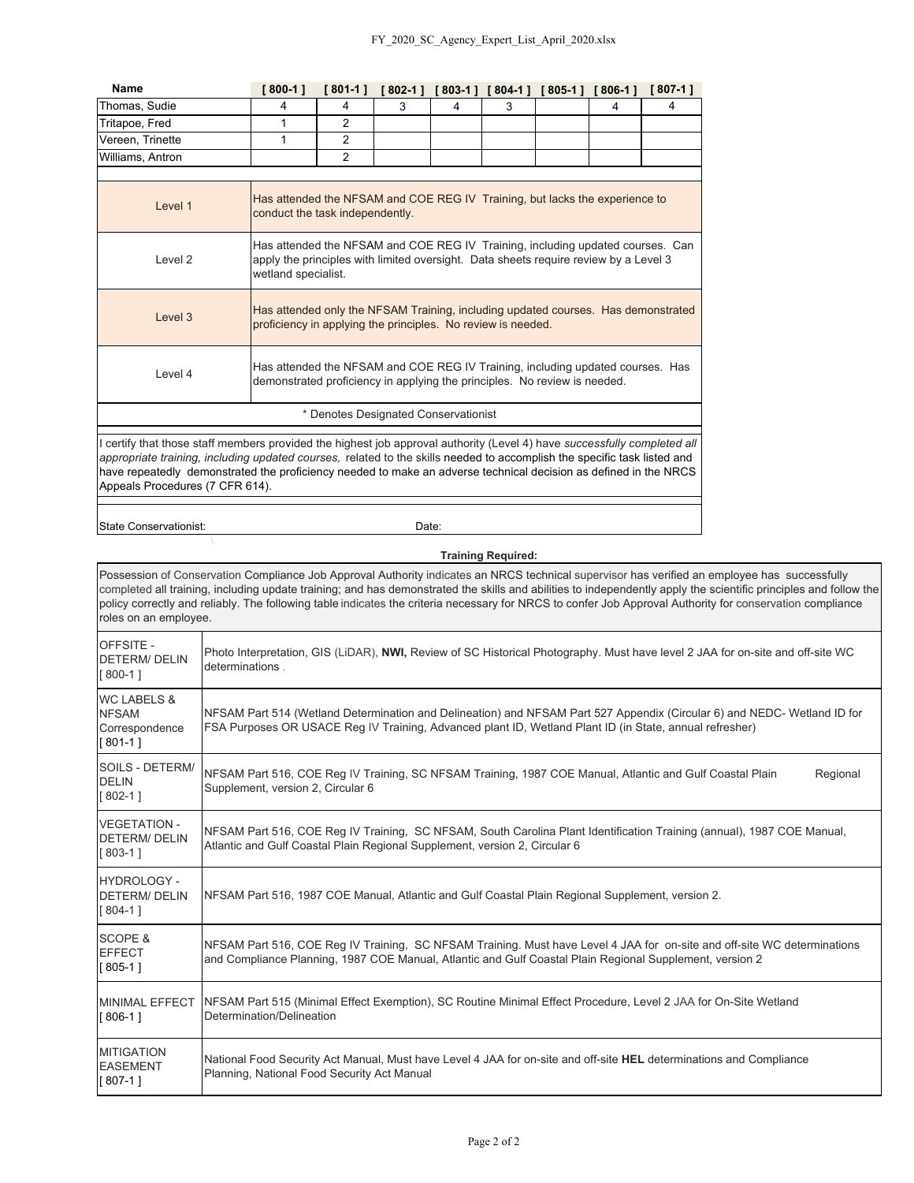| Name | [ 800-1 ] | [ 801-1 ] | [ 802-1 ] | [ 803-1 ] | [ 804-1 ] | [ 805-1 ] | [ 806-1 ] | [ 807-1 ] |
|---|---|---|---|---|---|---|---|---|
| Thomas, Sudie | 4 | 4 | 3 | 4 | 3 | | 4 | 4 |
| Tritapoe, Fred | 1 | 2 | | | | | | |
| Vereen, Trinette | 1 | 2 | | | | | | |
| Williams, Antron | | 2 | | | | | | |

| | |
|---|---|
| Level 1 | Has attended the NFSAM and COE REG IV Training, but lacks the experience to conduct the task independently. |
| Level 2 | Has attended the NFSAM and COE REG IV Training, including updated courses. Can apply the principles with limited oversight. Data sheets require review by a Level 3 wetland specialist. |
| Level 3 | Has attended only the NFSAM Training, including updated courses. Has demonstrated proficiency in applying the principles. No review is needed. |
| Level 4 | Has attended the NFSAM and COE REG IV Training, including updated courses. Has demonstrated proficiency in applying the principles. No review is needed. |

* Denotes Designated Conservationist

I certify that those staff members provided the highest job approval authority (Level 4) have *successfully completed all appropriate training, including updated courses,* related to the skills needed to accomplish the specific task listed and have repeatedly demonstrated the proficiency needed to make an adverse technical decision as defined in the NRCS Appeals Procedures (7 CFR 614).

State Conservationist: Date:

**Training Required:**

Possession of Conservation Compliance Job Approval Authority indicates an NRCS technical supervisor has verified an employee has successfully completed all training, including update training; and has demonstrated the skills and abilities to independently apply the scientific principles and follow the policy correctly and reliably. The following table indicates the criteria necessary for NRCS to confer Job Approval Authority for conservation compliance roles on an employee.

| | |
|---|---|
| OFFSITE - DETERM/ DELIN [ 800-1 ] | Photo Interpretation, GIS (LiDAR), **NWI,** Review of SC Historical Photography. Must have level 2 JAA for on-site and off-site WC determinations . |
| WC LABELS & NFSAM Correspondence [ 801-1 ] | NFSAM Part 514 (Wetland Determination and Delineation) and NFSAM Part 527 Appendix (Circular 6) and NEDC- Wetland ID for FSA Purposes OR USACE Reg IV Training, Advanced plant ID, Wetland Plant ID (in State, annual refresher) |
| SOILS - DETERM/ DELIN [ 802-1 ] | NFSAM Part 516, COE Reg IV Training, SC NFSAM Training, 1987 COE Manual, Atlantic and Gulf Coastal Plain Regional Supplement, version 2, Circular 6 |
| VEGETATION - DETERM/ DELIN [ 803-1 ] | NFSAM Part 516, COE Reg IV Training, SC NFSAM, South Carolina Plant Identification Training (annual), 1987 COE Manual, Atlantic and Gulf Coastal Plain Regional Supplement, version 2, Circular 6 |
| HYDROLOGY - DETERM/ DELIN [ 804-1 ] | NFSAM Part 516, 1987 COE Manual, Atlantic and Gulf Coastal Plain Regional Supplement, version 2. |
| SCOPE & EFFECT [ 805-1 ] | NFSAM Part 516, COE Reg IV Training, SC NFSAM Training. Must have Level 4 JAA for on-site and off-site WC determinations and Compliance Planning, 1987 COE Manual, Atlantic and Gulf Coastal Plain Regional Supplement, version 2 |
| MINIMAL EFFECT [ 806-1 ] | NFSAM Part 515 (Minimal Effect Exemption), SC Routine Minimal Effect Procedure, Level 2 JAA for On-Site Wetland Determination/Delineation |
| MITIGATION EASEMENT [ 807-1 ] | National Food Security Act Manual, Must have Level 4 JAA for on-site and off-site **HEL** determinations and Compliance Planning, National Food Security Act Manual |